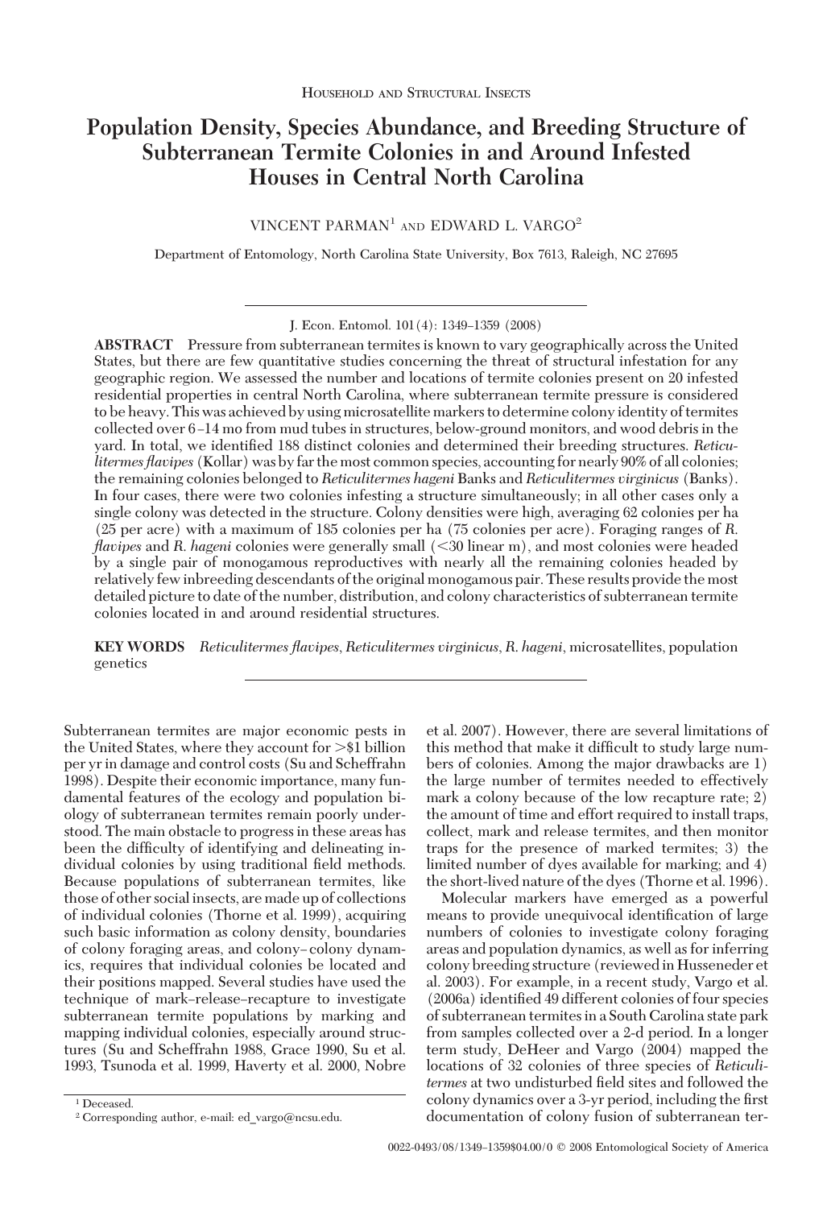Household and Structural Insects

# Population Density, Species Abundance, and Breeding Structure of Subterranean Termite Colonies in and Around Infested Houses in Central North Carolina

VINCENT PARMAN[1] AND EDWARD L. VARGO[2]

Department of Entomology, North Carolina State University, Box 7613, Raleigh, NC 27695

J. Econ. Entomol. 101(4): 1349–1359 (2008)

**ABSTRACT** Pressure from subterranean termites is known to vary geographically across the United States, but there are few quantitative studies concerning the threat of structural infestation for any geographic region. We assessed the number and locations of termite colonies present on 20 infested residential properties in central North Carolina, where subterranean termite pressure is considered to be heavy. This was achieved by using microsatellite markers to determine colony identity of termites collected over 6–14 mo from mud tubes in structures, below-ground monitors, and wood debris in the yard. In total, we identified 188 distinct colonies and determined their breeding structures. *Reticulitermes flavipes* (Kollar) was by far the most common species, accounting for nearly 90% of all colonies; the remaining colonies belonged to *Reticulitermes hageni* Banks and *Reticulitermes virginicus* (Banks). In four cases, there were two colonies infesting a structure simultaneously; in all other cases only a single colony was detected in the structure. Colony densities were high, averaging 62 colonies per ha (25 per acre) with a maximum of 185 colonies per ha (75 colonies per acre). Foraging ranges of *R. flavipes* and *R. hageni* colonies were generally small (<30 linear m), and most colonies were headed by a single pair of monogamous reproductives with nearly all the remaining colonies headed by relatively few inbreeding descendants of the original monogamous pair. These results provide the most detailed picture to date of the number, distribution, and colony characteristics of subterranean termite colonies located in and around residential structures.

**KEY WORDS** *Reticulitermes flavipes*, *Reticulitermes virginicus*, *R. hageni*, microsatellites, population genetics

Subterranean termites are major economic pests in the United States, where they account for >$1 billion per yr in damage and control costs (Su and Scheffrahn 1998). Despite their economic importance, many fundamental features of the ecology and population biology of subterranean termites remain poorly understood. The main obstacle to progress in these areas has been the difficulty of identifying and delineating individual colonies by using traditional field methods. Because populations of subterranean termites, like those of other social insects, are made up of collections of individual colonies (Thorne et al. 1999), acquiring such basic information as colony density, boundaries of colony foraging areas, and colony–colony dynamics, requires that individual colonies be located and their positions mapped. Several studies have used the technique of mark–release–recapture to investigate subterranean termite populations by marking and mapping individual colonies, especially around structures (Su and Scheffrahn 1988, Grace 1990, Su et al. 1993, Tsunoda et al. 1999, Haverty et al. 2000, Nobre et al. 2007). However, there are several limitations of this method that make it difficult to study large numbers of colonies. Among the major drawbacks are 1) the large number of termites needed to effectively mark a colony because of the low recapture rate; 2) the amount of time and effort required to install traps, collect, mark and release termites, and then monitor traps for the presence of marked termites; 3) the limited number of dyes available for marking; and 4) the short-lived nature of the dyes (Thorne et al. 1996).

Molecular markers have emerged as a powerful means to provide unequivocal identification of large numbers of colonies to investigate colony foraging areas and population dynamics, as well as for inferring colony breeding structure (reviewed in Husseneder et al. 2003). For example, in a recent study, Vargo et al. (2006a) identified 49 different colonies of four species of subterranean termites in a South Carolina state park from samples collected over a 2-d period. In a longer term study, DeHeer and Vargo (2004) mapped the locations of 32 colonies of three species of *Reticulitermes* at two undisturbed field sites and followed the colony dynamics over a 3-yr period, including the first documentation of colony fusion of subterranean ter-

[1] Deceased.

[2] Corresponding author, e-mail: ed_vargo@ncsu.edu.

0022-0493/08/1349–1359$04.00/0 © 2008 Entomological Society of America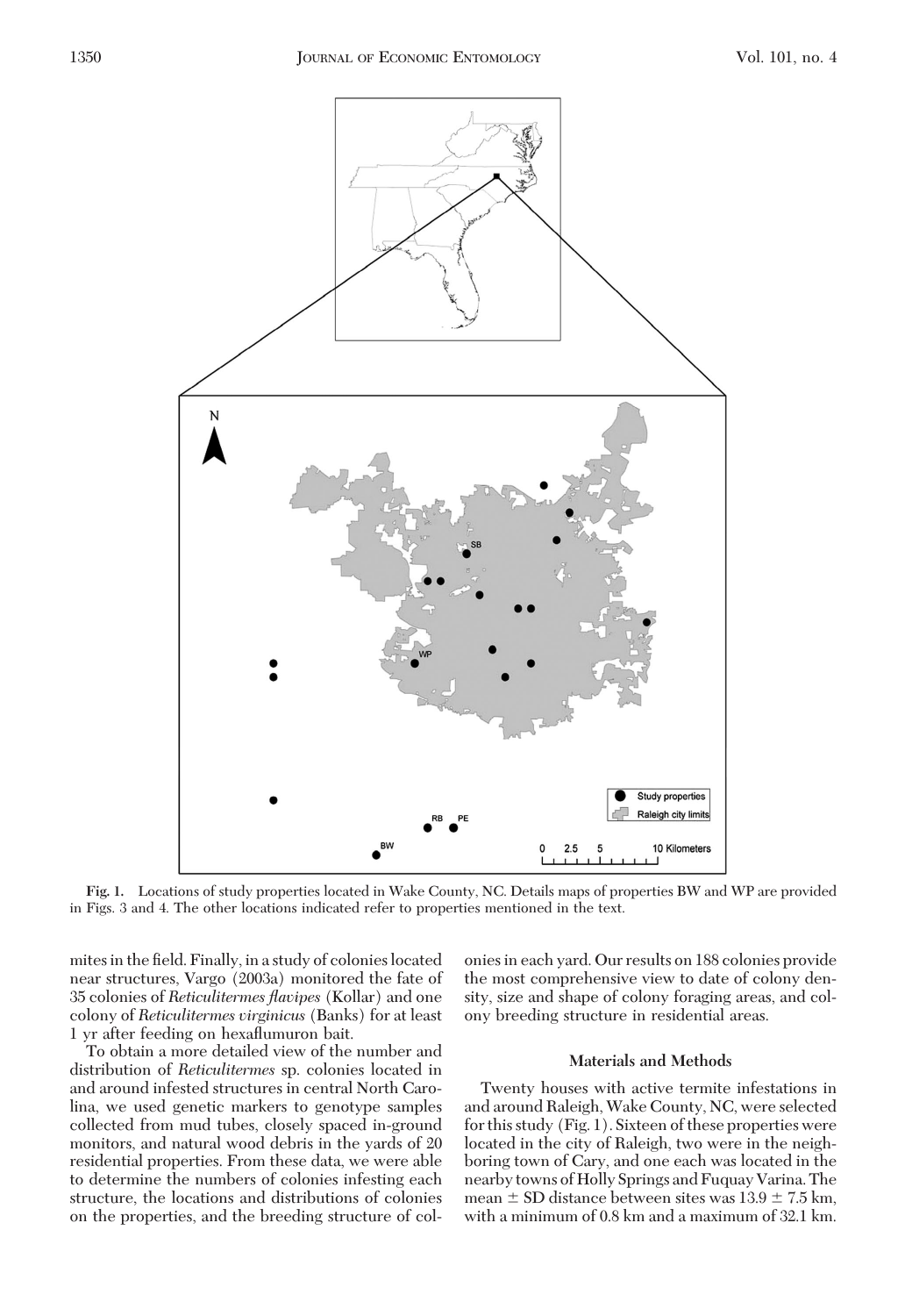**Fig. 1.** Locations of study properties located in Wake County, NC. Details maps of properties BW and WP are provided in Figs. 3 and 4. The other locations indicated refer to properties mentioned in the text.

mites in the field. Finally, in a study of colonies located near structures, Vargo (2003a) monitored the fate of 35 colonies of *Reticulitermes flavipes* (Kollar) and one colony of *Reticulitermes virginicus* (Banks) for at least 1 yr after feeding on hexaflumuron bait.

To obtain a more detailed view of the number and distribution of *Reticulitermes* sp. colonies located in and around infested structures in central North Carolina, we used genetic markers to genotype samples collected from mud tubes, closely spaced in-ground monitors, and natural wood debris in the yards of 20 residential properties. From these data, we were able to determine the numbers of colonies infesting each structure, the locations and distributions of colonies on the properties, and the breeding structure of colonies in each yard. Our results on 188 colonies provide the most comprehensive view to date of colony density, size and shape of colony foraging areas, and colony breeding structure in residential areas.

## Materials and Methods

Twenty houses with active termite infestations in and around Raleigh, Wake County, NC, were selected for this study (Fig. 1). Sixteen of these properties were located in the city of Raleigh, two were in the neighboring town of Cary, and one each was located in the nearby towns of Holly Springs and Fuquay Varina. The mean ± SD distance between sites was 13.9 ± 7.5 km, with a minimum of 0.8 km and a maximum of 32.1 km.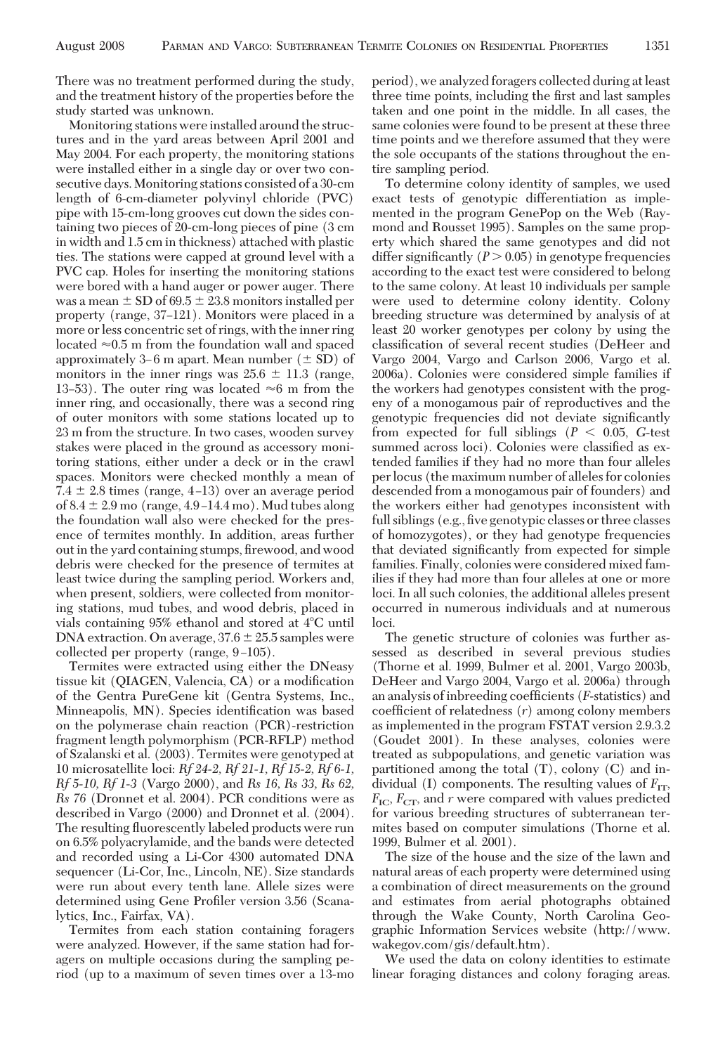There was no treatment performed during the study, and the treatment history of the properties before the study started was unknown.

Monitoring stations were installed around the structures and in the yard areas between April 2001 and May 2004. For each property, the monitoring stations were installed either in a single day or over two consecutive days. Monitoring stations consisted of a 30-cm length of 6-cm-diameter polyvinyl chloride (PVC) pipe with 15-cm-long grooves cut down the sides containing two pieces of 20-cm-long pieces of pine (3 cm in width and 1.5 cm in thickness) attached with plastic ties. The stations were capped at ground level with a PVC cap. Holes for inserting the monitoring stations were bored with a hand auger or power auger. There was a mean ± SD of 69.5 ± 23.8 monitors installed per property (range, 37–121). Monitors were placed in a more or less concentric set of rings, with the inner ring located ≈0.5 m from the foundation wall and spaced approximately 3–6 m apart. Mean number (± SD) of monitors in the inner rings was 25.6 ± 11.3 (range, 13–53). The outer ring was located ≈6 m from the inner ring, and occasionally, there was a second ring of outer monitors with some stations located up to 23 m from the structure. In two cases, wooden survey stakes were placed in the ground as accessory monitoring stations, either under a deck or in the crawl spaces. Monitors were checked monthly a mean of 7.4 ± 2.8 times (range, 4–13) over an average period of 8.4 ± 2.9 mo (range, 4.9–14.4 mo). Mud tubes along the foundation wall also were checked for the presence of termites monthly. In addition, areas further out in the yard containing stumps, firewood, and wood debris were checked for the presence of termites at least twice during the sampling period. Workers and, when present, soldiers, were collected from monitoring stations, mud tubes, and wood debris, placed in vials containing 95% ethanol and stored at 4°C until DNA extraction. On average, 37.6 ± 25.5 samples were collected per property (range, 9–105).

Termites were extracted using either the DNeasy tissue kit (QIAGEN, Valencia, CA) or a modification of the Gentra PureGene kit (Gentra Systems, Inc., Minneapolis, MN). Species identification was based on the polymerase chain reaction (PCR)-restriction fragment length polymorphism (PCR-RFLP) method of Szalanski et al. (2003). Termites were genotyped at 10 microsatellite loci: *Rf 24-2, Rf 21-1, Rf 15-2, Rf 6-1, Rf 5-10, Rf 1-3* (Vargo 2000), and *Rs 16, Rs 33, Rs 62, Rs 76* (Dronnet et al. 2004). PCR conditions were as described in Vargo (2000) and Dronnet et al. (2004). The resulting fluorescently labeled products were run on 6.5% polyacrylamide, and the bands were detected and recorded using a Li-Cor 4300 automated DNA sequencer (Li-Cor, Inc., Lincoln, NE). Size standards were run about every tenth lane. Allele sizes were determined using Gene Profiler version 3.56 (Scanalytics, Inc., Fairfax, VA).

Termites from each station containing foragers were analyzed. However, if the same station had foragers on multiple occasions during the sampling period (up to a maximum of seven times over a 13-mo period), we analyzed foragers collected during at least three time points, including the first and last samples taken and one point in the middle. In all cases, the same colonies were found to be present at these three time points and we therefore assumed that they were the sole occupants of the stations throughout the entire sampling period.

To determine colony identity of samples, we used exact tests of genotypic differentiation as implemented in the program GenePop on the Web (Raymond and Rousset 1995). Samples on the same property which shared the same genotypes and did not differ significantly ($P > 0.05$) in genotype frequencies according to the exact test were considered to belong to the same colony. At least 10 individuals per sample were used to determine colony identity. Colony breeding structure was determined by analysis of at least 20 worker genotypes per colony by using the classification of several recent studies (DeHeer and Vargo 2004, Vargo and Carlson 2006, Vargo et al. 2006a). Colonies were considered simple families if the workers had genotypes consistent with the progeny of a monogamous pair of reproductives and the genotypic frequencies did not deviate significantly from expected for full siblings ($P < 0.05$, *G*-test summed across loci). Colonies were classified as extended families if they had no more than four alleles per locus (the maximum number of alleles for colonies descended from a monogamous pair of founders) and the workers either had genotypes inconsistent with full siblings (e.g., five genotypic classes or three classes of homozygotes), or they had genotype frequencies that deviated significantly from expected for simple families. Finally, colonies were considered mixed families if they had more than four alleles at one or more loci. In all such colonies, the additional alleles present occurred in numerous individuals and at numerous loci.

The genetic structure of colonies was further assessed as described in several previous studies (Thorne et al. 1999, Bulmer et al. 2001, Vargo 2003b, DeHeer and Vargo 2004, Vargo et al. 2006a) through an analysis of inbreeding coefficients (*F*-statistics) and coefficient of relatedness (*r*) among colony members as implemented in the program FSTAT version 2.9.3.2 (Goudet 2001). In these analyses, colonies were treated as subpopulations, and genetic variation was partitioned among the total (T), colony (C) and individual (I) components. The resulting values of $F_{IT}$, $F_{IC}$, $F_{CT}$, and *r* were compared with values predicted for various breeding structures of subterranean termites based on computer simulations (Thorne et al. 1999, Bulmer et al. 2001).

The size of the house and the size of the lawn and natural areas of each property were determined using a combination of direct measurements on the ground and estimates from aerial photographs obtained through the Wake County, North Carolina Geographic Information Services website (http://www.wakegov.com/gis/default.htm).

We used the data on colony identities to estimate linear foraging distances and colony foraging areas.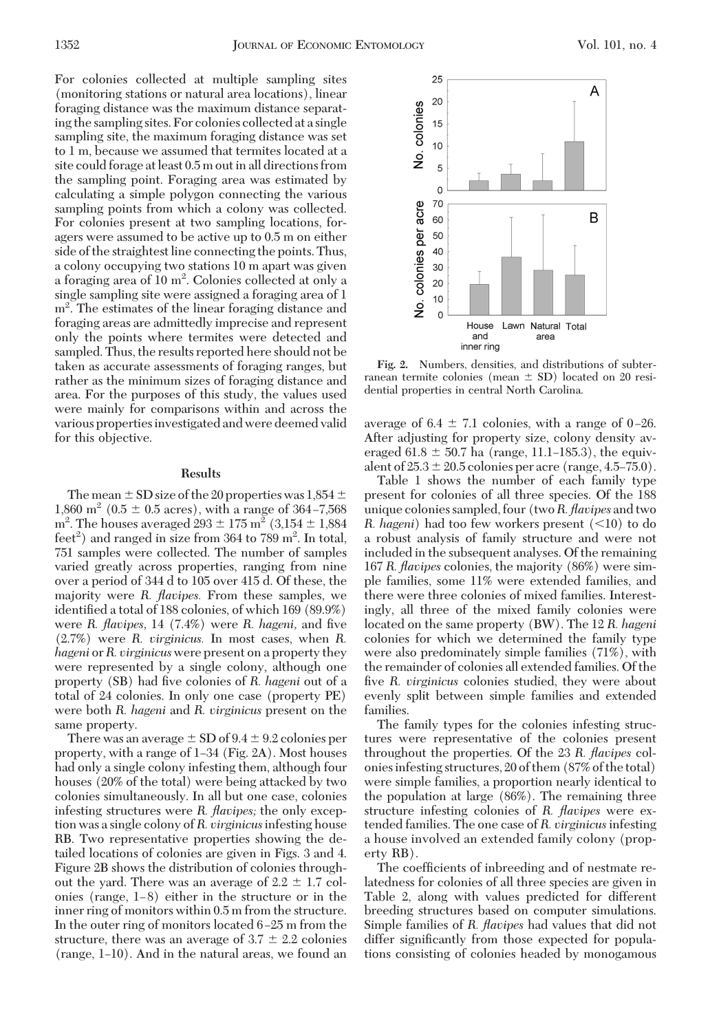For colonies collected at multiple sampling sites (monitoring stations or natural area locations), linear foraging distance was the maximum distance separating the sampling sites. For colonies collected at a single sampling site, the maximum foraging distance was set to 1 m, because we assumed that termites located at a site could forage at least 0.5 m out in all directions from the sampling point. Foraging area was estimated by calculating a simple polygon connecting the various sampling points from which a colony was collected. For colonies present at two sampling locations, foragers were assumed to be active up to 0.5 m on either side of the straightest line connecting the points. Thus, a colony occupying two stations 10 m apart was given a foraging area of 10 $m^2$. Colonies collected at only a single sampling site were assigned a foraging area of 1 $m^2$. The estimates of the linear foraging distance and foraging areas are admittedly imprecise and represent only the points where termites were detected and sampled. Thus, the results reported here should not be taken as accurate assessments of foraging ranges, but rather as the minimum sizes of foraging distance and area. For the purposes of this study, the values used were mainly for comparisons within and across the various properties investigated and were deemed valid for this objective.

## Results

The mean ± SD size of the 20 properties was 1,854 ± 1,860 $m^2$ (0.5 ± 0.5 acres), with a range of 364–7,568 $m^2$. The houses averaged 293 ± 175 $m^2$ (3,154 ± 1,884 $feet^2$) and ranged in size from 364 to 789 $m^2$. In total, 751 samples were collected. The number of samples varied greatly across properties, ranging from nine over a period of 344 d to 105 over 415 d. Of these, the majority were *R. flavipes.* From these samples, we identified a total of 188 colonies, of which 169 (89.9%) were *R. flavipes,* 14 (7.4%) were *R. hageni,* and five (2.7%) were *R. virginicus.* In most cases, when *R. hageni* or *R. virginicus* were present on a property they were represented by a single colony, although one property (SB) had five colonies of *R. hageni* out of a total of 24 colonies. In only one case (property PE) were both *R. hageni* and *R. virginicus* present on the same property.

There was an average ± SD of 9.4 ± 9.2 colonies per property, with a range of 1–34 (Fig. 2A). Most houses had only a single colony infesting them, although four houses (20% of the total) were being attacked by two colonies simultaneously. In all but one case, colonies infesting structures were *R. flavipes;* the only exception was a single colony of *R. virginicus* infesting house RB. Two representative properties showing the detailed locations of colonies are given in Figs. 3 and 4. Figure 2B shows the distribution of colonies throughout the yard. There was an average of 2.2 ± 1.7 colonies (range, 1–8) either in the structure or in the inner ring of monitors within 0.5 m from the structure. In the outer ring of monitors located 6–25 m from the structure, there was an average of 3.7 ± 2.2 colonies (range, 1–10). And in the natural areas, we found an average of 6.4 ± 7.1 colonies, with a range of 0–26. After adjusting for property size, colony density averaged 61.8 ± 50.7 ha (range, 11.1–185.3), the equivalent of 25.3 ± 20.5 colonies per acre (range, 4.5–75.0).

Fig. 2. Numbers, densities, and distributions of subterranean termite colonies (mean ± SD) located on 20 residential properties in central North Carolina.

Table 1 shows the number of each family type present for colonies of all three species. Of the 188 unique colonies sampled, four (two *R. flavipes* and two *R. hageni*) had too few workers present (<10) to do a robust analysis of family structure and were not included in the subsequent analyses. Of the remaining 167 *R. flavipes* colonies, the majority (86%) were simple families, some 11% were extended families, and there were three colonies of mixed families. Interestingly, all three of the mixed family colonies were located on the same property (BW). The 12 *R. hageni* colonies for which we determined the family type were also predominately simple families (71%), with the remainder of colonies all extended families. Of the five *R. virginicus* colonies studied, they were about evenly split between simple families and extended families.

The family types for the colonies infesting structures were representative of the colonies present throughout the properties. Of the 23 *R. flavipes* colonies infesting structures, 20 of them (87% of the total) were simple families, a proportion nearly identical to the population at large (86%). The remaining three structure infesting colonies of *R. flavipes* were extended families. The one case of *R. virginicus* infesting a house involved an extended family colony (property RB).

The coefficients of inbreeding and of nestmate relatedness for colonies of all three species are given in Table 2, along with values predicted for different breeding structures based on computer simulations. Simple families of *R. flavipes* had values that did not differ significantly from those expected for populations consisting of colonies headed by monogamous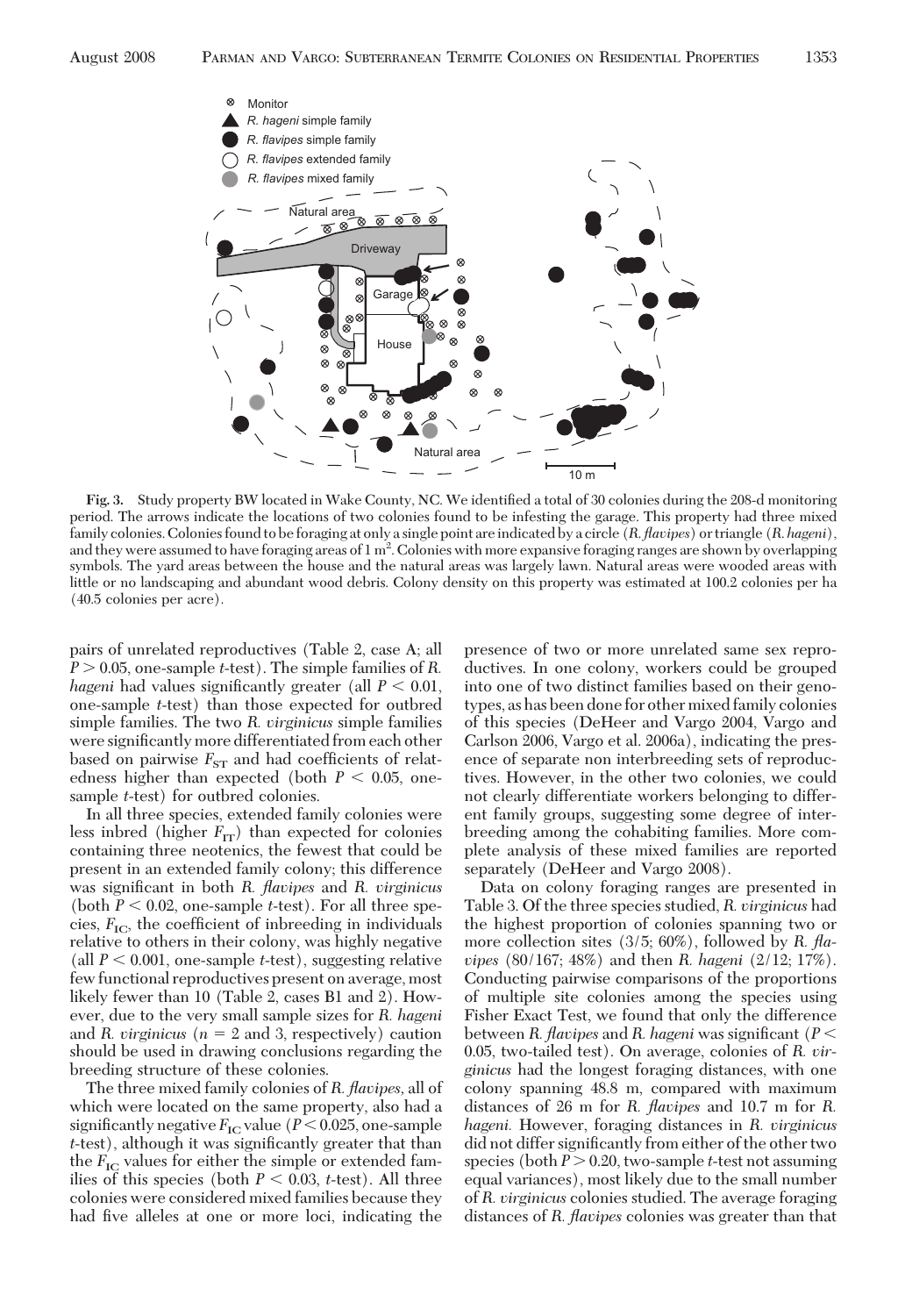**Fig. 3.** Study property BW located in Wake County, NC. We identified a total of 30 colonies during the 208-d monitoring period. The arrows indicate the locations of two colonies found to be infesting the garage. This property had three mixed family colonies. Colonies found to be foraging at only a single point are indicated by a circle (*R. flavipes*) or triangle (*R. hageni*), and they were assumed to have foraging areas of 1 $m^2$. Colonies with more expansive foraging ranges are shown by overlapping symbols. The yard areas between the house and the natural areas was largely lawn. Natural areas were wooded areas with little or no landscaping and abundant wood debris. Colony density on this property was estimated at 100.2 colonies per ha (40.5 colonies per acre).

pairs of unrelated reproductives (Table 2, case A; all $P > 0.05$, one-sample *t*-test). The simple families of *R. hageni* had values significantly greater (all $P < 0.01$, one-sample *t*-test) than those expected for outbred simple families. The two *R. virginicus* simple families were significantly more differentiated from each other based on pairwise $F_{ST}$ and had coefficients of relatedness higher than expected (both $P < 0.05$, one-sample *t*-test) for outbred colonies.

In all three species, extended family colonies were less inbred (higher $F_{IT}$) than expected for colonies containing three neotenics, the fewest that could be present in an extended family colony; this difference was significant in both *R. flavipes* and *R. virginicus* (both $P < 0.02$, one-sample *t*-test). For all three species, $F_{IC}$, the coefficient of inbreeding in individuals relative to others in their colony, was highly negative (all $P < 0.001$, one-sample *t*-test), suggesting relative few functional reproductives present on average, most likely fewer than 10 (Table 2, cases B1 and 2). However, due to the very small sample sizes for *R. hageni* and *R. virginicus* ($n = 2$ and 3, respectively) caution should be used in drawing conclusions regarding the breeding structure of these colonies.

The three mixed family colonies of *R. flavipes*, all of which were located on the same property, also had a significantly negative $F_{IC}$ value ($P < 0.025$, one-sample *t*-test), although it was significantly greater that than the $F_{IC}$ values for either the simple or extended families of this species (both $P < 0.03$, *t*-test). All three colonies were considered mixed families because they had five alleles at one or more loci, indicating the presence of two or more unrelated same sex reproductives. In one colony, workers could be grouped into one of two distinct families based on their genotypes, as has been done for other mixed family colonies of this species (DeHeer and Vargo 2004, Vargo and Carlson 2006, Vargo et al. 2006a), indicating the presence of separate non interbreeding sets of reproductives. However, in the other two colonies, we could not clearly differentiate workers belonging to different family groups, suggesting some degree of interbreeding among the cohabiting families. More complete analysis of these mixed families are reported separately (DeHeer and Vargo 2008).

Data on colony foraging ranges are presented in Table 3. Of the three species studied, *R. virginicus* had the highest proportion of colonies spanning two or more collection sites (3/5; 60%), followed by *R. flavipes* (80/167; 48%) and then *R. hageni* (2/12; 17%). Conducting pairwise comparisons of the proportions of multiple site colonies among the species using Fisher Exact Test, we found that only the difference between *R. flavipes* and *R. hageni* was significant ($P < 0.05$, two-tailed test). On average, colonies of *R. virginicus* had the longest foraging distances, with one colony spanning 48.8 m, compared with maximum distances of 26 m for *R. flavipes* and 10.7 m for *R. hageni.* However, foraging distances in *R. virginicus* did not differ significantly from either of the other two species (both $P > 0.20$, two-sample *t*-test not assuming equal variances), most likely due to the small number of *R. virginicus* colonies studied. The average foraging distances of *R. flavipes* colonies was greater than that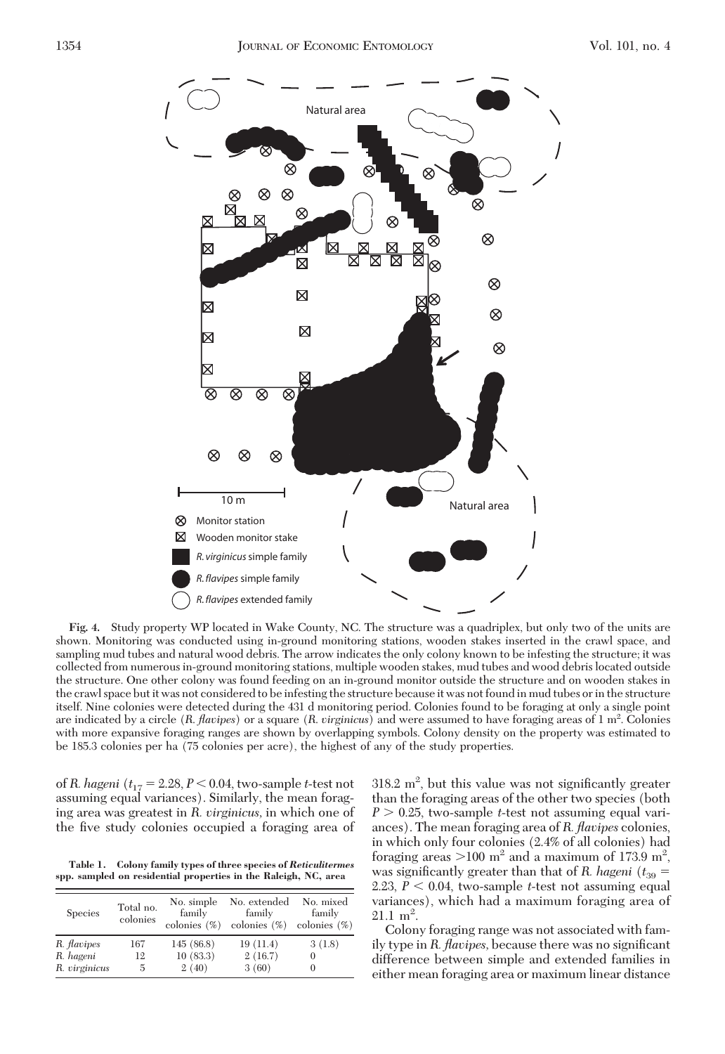**Fig. 4.** Study property WP located in Wake County, NC. The structure was a quadriplex, but only two of the units are shown. Monitoring was conducted using in-ground monitoring stations, wooden stakes inserted in the crawl space, and sampling mud tubes and natural wood debris. The arrow indicates the only colony known to be infesting the structure; it was collected from numerous in-ground monitoring stations, multiple wooden stakes, mud tubes and wood debris located outside the structure. One other colony was found feeding on an in-ground monitor outside the structure and on wooden stakes in the crawl space but it was not considered to be infesting the structure because it was not found in mud tubes or in the structure itself. Nine colonies were detected during the 431 d monitoring period. Colonies found to be foraging at only a single point are indicated by a circle (*R. flavipes*) or a square (*R. virginicus*) and were assumed to have foraging areas of 1 m². Colonies with more expansive foraging ranges are shown by overlapping symbols. Colony density on the property was estimated to be 185.3 colonies per ha (75 colonies per acre), the highest of any of the study properties.

of *R. hageni* ($t_{17} = 2.28, P < 0.04$, two-sample *t*-test not assuming equal variances). Similarly, the mean foraging area was greatest in *R. virginicus*, in which one of the five study colonies occupied a foraging area of 318.2 m², but this value was not significantly greater than the foraging areas of the other two species (both $P > 0.25$, two-sample *t*-test not assuming equal variances). The mean foraging area of *R. flavipes* colonies, in which only four colonies (2.4% of all colonies) had foraging areas >100 m² and a maximum of 173.9 m², was significantly greater than that of *R. hageni* ($t_{39} = 2.23, P < 0.04$, two-sample *t*-test not assuming equal variances), which had a maximum foraging area of 21.1 m².

**Table 1. Colony family types of three species of *Reticulitermes* spp. sampled on residential properties in the Raleigh, NC, area**

| Species | Total no. colonies | No. simple family colonies (%) | No. extended family colonies (%) | No. mixed family colonies (%) |
|---|---|---|---|---|
| *R. flavipes* | 167 | 145 (86.8) | 19 (11.4) | 3 (1.8) |
| *R. hageni* | 12 | 10 (83.3) | 2 (16.7) | 0 |
| *R. virginicus* | 5 | 2 (40) | 3 (60) | 0 |

Colony foraging range was not associated with family type in *R. flavipes*, because there was no significant difference between simple and extended families in either mean foraging area or maximum linear distance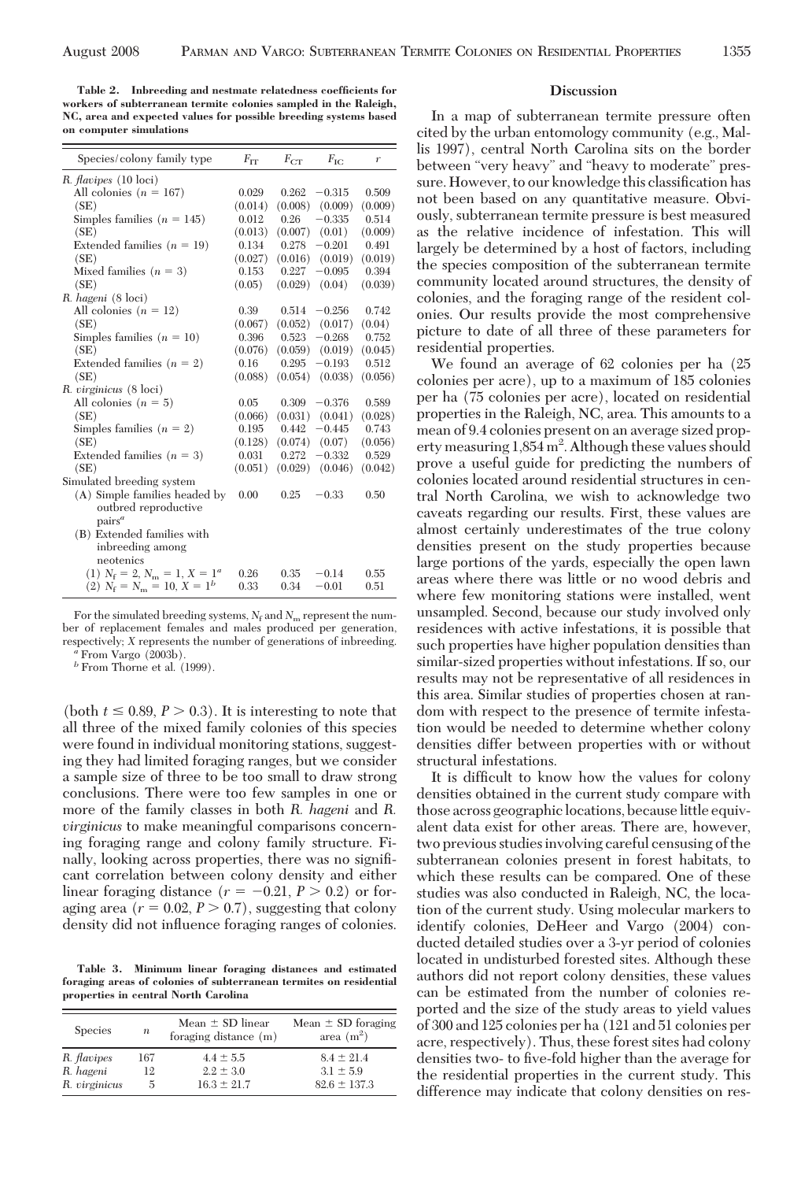**Table 2. Inbreeding and nestmate relatedness coefficients for workers of subterranean termite colonies sampled in the Raleigh, NC, area and expected values for possible breeding systems based on computer simulations**

| Species/colony family type | $F_{IT}$ | $F_{CT}$ | $F_{IC}$ | $r$ |
|---|---|---|---|---|
| *R. flavipes* (10 loci) | | | | |
| All colonies ($n = 167$) | 0.029 | 0.262 | −0.315 | 0.509 |
| (SE) | (0.014) | (0.008) | (0.009) | (0.009) |
| Simples families ($n = 145$) | 0.012 | 0.26 | −0.335 | 0.514 |
| (SE) | (0.013) | (0.007) | (0.01) | (0.009) |
| Extended families ($n = 19$) | 0.134 | 0.278 | −0.201 | 0.491 |
| (SE) | (0.027) | (0.016) | (0.019) | (0.019) |
| Mixed families ($n = 3$) | 0.153 | 0.227 | −0.095 | 0.394 |
| (SE) | (0.05) | (0.029) | (0.04) | (0.039) |
| *R. hageni* (8 loci) | | | | |
| All colonies ($n = 12$) | 0.39 | 0.514 | −0.256 | 0.742 |
| (SE) | (0.067) | (0.052) | (0.017) | (0.04) |
| Simples families ($n = 10$) | 0.396 | 0.523 | −0.268 | 0.752 |
| (SE) | (0.076) | (0.059) | (0.019) | (0.045) |
| Extended families ($n = 2$) | 0.16 | 0.295 | −0.193 | 0.512 |
| (SE) | (0.088) | (0.054) | (0.038) | (0.056) |
| *R. virginicus* (8 loci) | | | | |
| All colonies ($n = 5$) | 0.05 | 0.309 | −0.376 | 0.589 |
| (SE) | (0.066) | (0.031) | (0.041) | (0.028) |
| Simples families ($n = 2$) | 0.195 | 0.442 | −0.445 | 0.743 |
| (SE) | (0.128) | (0.074) | (0.07) | (0.056) |
| Extended families ($n = 3$) | 0.031 | 0.272 | −0.332 | 0.529 |
| (SE) | (0.051) | (0.029) | (0.046) | (0.042) |
| Simulated breeding system | | | | |
| (A) Simple families headed by outbred reproductive pairs[a] | 0.00 | 0.25 | −0.33 | 0.50 |
| (B) Extended families with inbreeding among neotenics | | | | |
| (1) $N_f = 2, N_m = 1, X = 1$[a] | 0.26 | 0.35 | −0.14 | 0.55 |
| (2) $N_f = N_m = 10, X = 1$[b] | 0.33 | 0.34 | −0.01 | 0.51 |

For the simulated breeding systems, $N_f$ and $N_m$ represent the number of replacement females and males produced per generation, respectively; $X$ represents the number of generations of inbreeding.
[a] From Vargo (2003b).
[b] From Thorne et al. (1999).

(both $t \leq 0.89$, $P > 0.3$). It is interesting to note that all three of the mixed family colonies of this species were found in individual monitoring stations, suggesting they had limited foraging ranges, but we consider a sample size of three to be too small to draw strong conclusions. There were too few samples in one or more of the family classes in both *R. hageni* and *R. virginicus* to make meaningful comparisons concerning foraging range and colony family structure. Finally, looking across properties, there was no significant correlation between colony density and either linear foraging distance ($r = -0.21$, $P > 0.2$) or foraging area ($r = 0.02$, $P > 0.7$), suggesting that colony density did not influence foraging ranges of colonies.

**Table 3. Minimum linear foraging distances and estimated foraging areas of colonies of subterranean termites on residential properties in central North Carolina**

| Species | $n$ | Mean ± SD linear foraging distance (m) | Mean ± SD foraging area ($m^2$) |
|---|---|---|---|
| *R. flavipes* | 167 | 4.4 ± 5.5 | 8.4 ± 21.4 |
| *R. hageni* | 12 | 2.2 ± 3.0 | 3.1 ± 5.9 |
| *R. virginicus* | 5 | 16.3 ± 21.7 | 82.6 ± 137.3 |

## Discussion

In a map of subterranean termite pressure often cited by the urban entomology community (e.g., Mallis 1997), central North Carolina sits on the border between "very heavy" and "heavy to moderate" pressure. However, to our knowledge this classification has not been based on any quantitative measure. Obviously, subterranean termite pressure is best measured as the relative incidence of infestation. This will largely be determined by a host of factors, including the species composition of the subterranean termite community located around structures, the density of colonies, and the foraging range of the resident colonies. Our results provide the most comprehensive picture to date of all three of these parameters for residential properties.

We found an average of 62 colonies per ha (25 colonies per acre), up to a maximum of 185 colonies per ha (75 colonies per acre), located on residential properties in the Raleigh, NC, area. This amounts to a mean of 9.4 colonies present on an average sized property measuring 1,854 $m^2$. Although these values should prove a useful guide for predicting the numbers of colonies located around residential structures in central North Carolina, we wish to acknowledge two caveats regarding our results. First, these values are almost certainly underestimates of the true colony densities present on the study properties because large portions of the yards, especially the open lawn areas where there was little or no wood debris and where few monitoring stations were installed, went unsampled. Second, because our study involved only residences with active infestations, it is possible that such properties have higher population densities than similar-sized properties without infestations. If so, our results may not be representative of all residences in this area. Similar studies of properties chosen at random with respect to the presence of termite infestation would be needed to determine whether colony densities differ between properties with or without structural infestations.

It is difficult to know how the values for colony densities obtained in the current study compare with those across geographic locations, because little equivalent data exist for other areas. There are, however, two previous studies involving careful censusing of the subterranean colonies present in forest habitats, to which these results can be compared. One of these studies was also conducted in Raleigh, NC, the location of the current study. Using molecular markers to identify colonies, DeHeer and Vargo (2004) conducted detailed studies over a 3-yr period of colonies located in undisturbed forested sites. Although these authors did not report colony densities, these values can be estimated from the number of colonies reported and the size of the study areas to yield values of 300 and 125 colonies per ha (121 and 51 colonies per acre, respectively). Thus, these forest sites had colony densities two- to five-fold higher than the average for the residential properties in the current study. This difference may indicate that colony densities on res-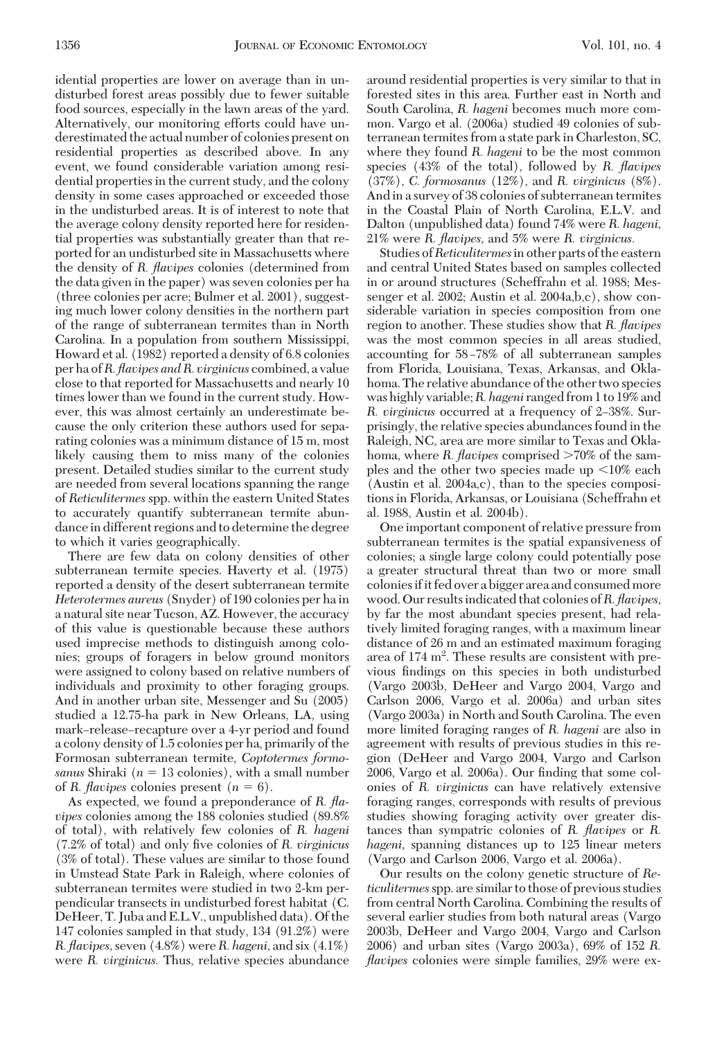idential properties are lower on average than in undisturbed forest areas possibly due to fewer suitable food sources, especially in the lawn areas of the yard. Alternatively, our monitoring efforts could have underestimated the actual number of colonies present on residential properties as described above. In any event, we found considerable variation among residential properties in the current study, and the colony density in some cases approached or exceeded those in the undisturbed areas. It is of interest to note that the average colony density reported here for residential properties was substantially greater than that reported for an undisturbed site in Massachusetts where the density of *R. flavipes* colonies (determined from the data given in the paper) was seven colonies per ha (three colonies per acre; Bulmer et al. 2001), suggesting much lower colony densities in the northern part of the range of subterranean termites than in North Carolina. In a population from southern Mississippi, Howard et al. (1982) reported a density of 6.8 colonies per ha of *R. flavipes and R. virginicus* combined, a value close to that reported for Massachusetts and nearly 10 times lower than we found in the current study. However, this was almost certainly an underestimate because the only criterion these authors used for separating colonies was a minimum distance of 15 m, most likely causing them to miss many of the colonies present. Detailed studies similar to the current study are needed from several locations spanning the range of *Reticulitermes* spp. within the eastern United States to accurately quantify subterranean termite abundance in different regions and to determine the degree to which it varies geographically.

There are few data on colony densities of other subterranean termite species. Haverty et al. (1975) reported a density of the desert subterranean termite *Heterotermes aureus* (Snyder) of 190 colonies per ha in a natural site near Tucson, AZ. However, the accuracy of this value is questionable because these authors used imprecise methods to distinguish among colonies; groups of foragers in below ground monitors were assigned to colony based on relative numbers of individuals and proximity to other foraging groups. And in another urban site, Messenger and Su (2005) studied a 12.75-ha park in New Orleans, LA, using mark–release–recapture over a 4-yr period and found a colony density of 1.5 colonies per ha, primarily of the Formosan subterranean termite, *Coptotermes formosanus* Shiraki ($n = 13$ colonies), with a small number of *R. flavipes* colonies present ($n = 6$).

As expected, we found a preponderance of *R. flavipes* colonies among the 188 colonies studied (89.8% of total), with relatively few colonies of *R. hageni* (7.2% of total) and only five colonies of *R. virginicus* (3% of total). These values are similar to those found in Umstead State Park in Raleigh, where colonies of subterranean termites were studied in two 2-km perpendicular transects in undisturbed forest habitat (C. DeHeer, T. Juba and E.L.V., unpublished data). Of the 147 colonies sampled in that study, 134 (91.2%) were *R. flavipes*, seven (4.8%) were *R. hageni*, and six (4.1%) were *R. virginicus*. Thus, relative species abundance around residential properties is very similar to that in forested sites in this area. Further east in North and South Carolina, *R. hageni* becomes much more common. Vargo et al. (2006a) studied 49 colonies of subterranean termites from a state park in Charleston, SC, where they found *R. hageni* to be the most common species (43% of the total), followed by *R. flavipes* (37%), *C. formosanus* (12%), and *R. virginicus* (8%). And in a survey of 38 colonies of subterranean termites in the Coastal Plain of North Carolina, E.L.V. and Dalton (unpublished data) found 74% were *R. hageni*, 21% were *R. flavipes*, and 5% were *R. virginicus*.

Studies of *Reticulitermes* in other parts of the eastern and central United States based on samples collected in or around structures (Scheffrahn et al. 1988; Messenger et al. 2002; Austin et al. 2004a,b,c), show considerable variation in species composition from one region to another. These studies show that *R. flavipes* was the most common species in all areas studied, accounting for 58–78% of all subterranean samples from Florida, Louisiana, Texas, Arkansas, and Oklahoma. The relative abundance of the other two species was highly variable; *R. hageni* ranged from 1 to 19% and *R. virginicus* occurred at a frequency of 2–38%. Surprisingly, the relative species abundances found in the Raleigh, NC, area are more similar to Texas and Oklahoma, where *R. flavipes* comprised >70% of the samples and the other two species made up <10% each (Austin et al. 2004a,c), than to the species compositions in Florida, Arkansas, or Louisiana (Scheffrahn et al. 1988, Austin et al. 2004b).

One important component of relative pressure from subterranean termites is the spatial expansiveness of colonies; a single large colony could potentially pose a greater structural threat than two or more small colonies if it fed over a bigger area and consumed more wood. Our results indicated that colonies of *R. flavipes*, by far the most abundant species present, had relatively limited foraging ranges, with a maximum linear distance of 26 m and an estimated maximum foraging area of 174 m$^2$. These results are consistent with previous findings on this species in both undisturbed (Vargo 2003b, DeHeer and Vargo 2004, Vargo and Carlson 2006, Vargo et al. 2006a) and urban sites (Vargo 2003a) in North and South Carolina. The even more limited foraging ranges of *R. hageni* are also in agreement with results of previous studies in this region (DeHeer and Vargo 2004, Vargo and Carlson 2006, Vargo et al. 2006a). Our finding that some colonies of *R. virginicus* can have relatively extensive foraging ranges, corresponds with results of previous studies showing foraging activity over greater distances than sympatric colonies of *R. flavipes* or *R. hageni*, spanning distances up to 125 linear meters (Vargo and Carlson 2006, Vargo et al. 2006a).

Our results on the colony genetic structure of *Reticulitermes* spp. are similar to those of previous studies from central North Carolina. Combining the results of several earlier studies from both natural areas (Vargo 2003b, DeHeer and Vargo 2004, Vargo and Carlson 2006) and urban sites (Vargo 2003a), 69% of 152 *R. flavipes* colonies were simple families, 29% were ex-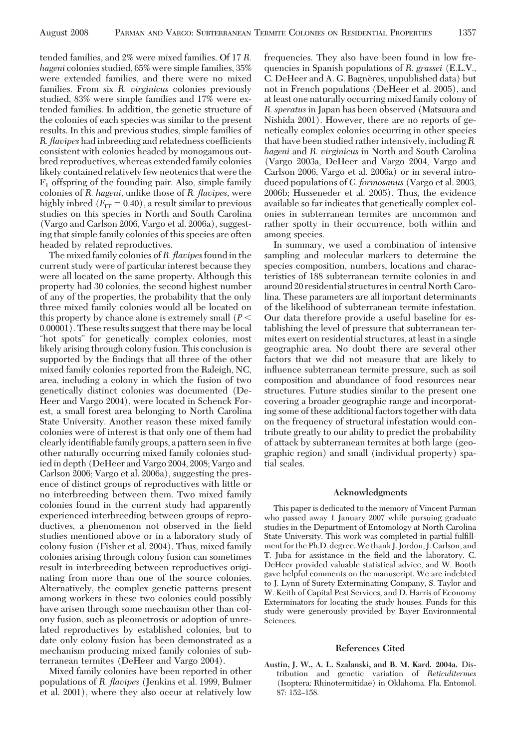tended families, and 2% were mixed families. Of 17 *R. hageni* colonies studied, 65% were simple families, 35% were extended families, and there were no mixed families. From six *R. virginicus* colonies previously studied, 83% were simple families and 17% were extended families. In addition, the genetic structure of the colonies of each species was similar to the present results. In this and previous studies, simple families of *R. flavipes* had inbreeding and relatedness coefficients consistent with colonies headed by monogamous outbred reproductives, whereas extended family colonies likely contained relatively few neotenics that were the $F_1$ offspring of the founding pair. Also, simple family colonies of *R. hageni,* unlike those of *R. flavipes,* were highly inbred ($F_{IT} = 0.40$), a result similar to previous studies on this species in North and South Carolina (Vargo and Carlson 2006, Vargo et al. 2006a), suggesting that simple family colonies of this species are often headed by related reproductives.

The mixed family colonies of *R. flavipes* found in the current study were of particular interest because they were all located on the same property. Although this property had 30 colonies, the second highest number of any of the properties, the probability that the only three mixed family colonies would all be located on this property by chance alone is extremely small ($P < 0.00001$). These results suggest that there may be local "hot spots" for genetically complex colonies, most likely arising through colony fusion. This conclusion is supported by the findings that all three of the other mixed family colonies reported from the Raleigh, NC, area, including a colony in which the fusion of two genetically distinct colonies was documented (DeHeer and Vargo 2004), were located in Schenck Forest, a small forest area belonging to North Carolina State University. Another reason these mixed family colonies were of interest is that only one of them had clearly identifiable family groups, a pattern seen in five other naturally occurring mixed family colonies studied in depth (DeHeer and Vargo 2004, 2008; Vargo and Carlson 2006; Vargo et al. 2006a), suggesting the presence of distinct groups of reproductives with little or no interbreeding between them. Two mixed family colonies found in the current study had apparently experienced interbreeding between groups of reproductives, a phenomenon not observed in the field studies mentioned above or in a laboratory study of colony fusion (Fisher et al. 2004). Thus, mixed family colonies arising through colony fusion can sometimes result in interbreeding between reproductives originating from more than one of the source colonies. Alternatively, the complex genetic patterns present among workers in these two colonies could possibly have arisen through some mechanism other than colony fusion, such as pleometrosis or adoption of unrelated reproductives by established colonies, but to date only colony fusion has been demonstrated as a mechanism producing mixed family colonies of subterranean termites (DeHeer and Vargo 2004).

Mixed family colonies have been reported in other populations of *R. flavipes* (Jenkins et al. 1999, Bulmer et al. 2001), where they also occur at relatively low frequencies. They also have been found in low frequencies in Spanish populations of *R. grassei* (E.L.V., C. DeHeer and A. G. Bagnères, unpublished data) but not in French populations (DeHeer et al. 2005), and at least one naturally occurring mixed family colony of *R. speratus* in Japan has been observed (Matsuura and Nishida 2001). However, there are no reports of genetically complex colonies occurring in other species that have been studied rather intensively, including *R. hageni* and *R. virginicus* in North and South Carolina (Vargo 2003a, DeHeer and Vargo 2004, Vargo and Carlson 2006, Vargo et al. 2006a) or in several introduced populations of *C. formosanus* (Vargo et al. 2003, 2006b; Husseneder et al. 2005). Thus, the evidence available so far indicates that genetically complex colonies in subterranean termites are uncommon and rather spotty in their occurrence, both within and among species.

In summary, we used a combination of intensive sampling and molecular markers to determine the species composition, numbers, locations and characteristics of 188 subterranean termite colonies in and around 20 residential structures in central North Carolina. These parameters are all important determinants of the likelihood of subterranean termite infestation. Our data therefore provide a useful baseline for establishing the level of pressure that subterranean termites exert on residential structures, at least in a single geographic area. No doubt there are several other factors that we did not measure that are likely to influence subterranean termite pressure, such as soil composition and abundance of food resources near structures. Future studies similar to the present one covering a broader geographic range and incorporating some of these additional factors together with data on the frequency of structural infestation would contribute greatly to our ability to predict the probability of attack by subterranean termites at both large (geographic region) and small (individual property) spatial scales.

## Acknowledgments

This paper is dedicated to the memory of Vincent Parman who passed away 1 January 2007 while pursuing graduate studies in the Department of Entomology at North Carolina State University. This work was completed in partial fulfillment for the Ph.D. degree. We thank J. Jordon, J. Carlson, and T. Juba for assistance in the field and the laboratory. C. DeHeer provided valuable statistical advice, and W. Booth gave helpful comments on the manuscript. We are indebted to J. Lynn of Surety Exterminating Company, S. Taylor and W. Keith of Capital Pest Services, and D. Harris of Economy Exterminators for locating the study houses. Funds for this study were generously provided by Bayer Environmental Sciences.

## References Cited

**Austin, J. W., A. L. Szalanski, and B. M. Kard. 2004a.** Distribution and genetic variation of *Reticulitermes* (Isoptera: Rhinotermitidae) in Oklahoma. Fla. Entomol. 87: 152–158.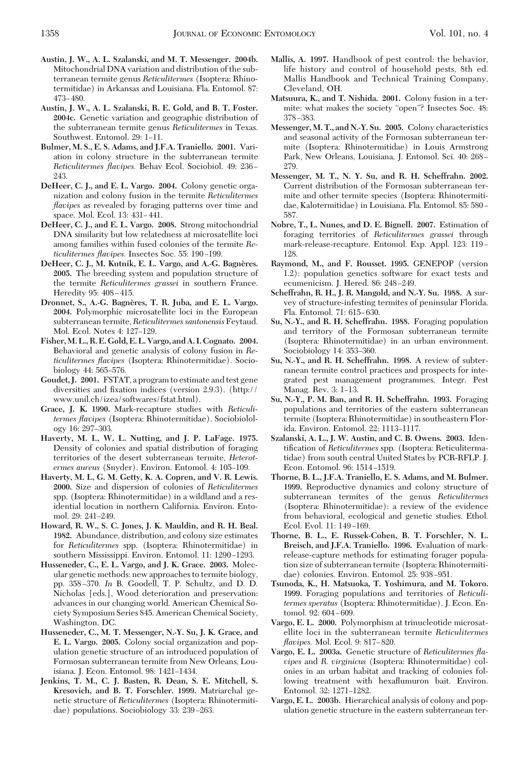**Austin, J. W., A. L. Szalanski, and M. T. Messenger. 2004b.** Mitochondrial DNA variation and distribution of the subterranean termite genus *Reticulitermes* (Isoptera: Rhinotermitidae) in Arkansas and Louisiana. Fla. Entomol. 87: 473–480.

**Austin, J. W., A. L. Szalanski, R. E. Gold, and B. T. Foster. 2004c.** Genetic variation and geographic distribution of the subterranean termite genus *Reticulitermes* in Texas. Southwest. Entomol. 29: 1–11.

**Bulmer, M. S., E. S. Adams, and J.F.A. Traniello. 2001.** Variation in colony structure in the subterranean termite *Reticulitermes flavipes.* Behav Ecol. Sociobiol. 49: 236–243.

**DeHeer, C. J., and E. L. Vargo. 2004.** Colony genetic organization and colony fusion in the termite *Reticulitermes flavipes* as revealed by foraging patterns over time and space. Mol. Ecol. 13: 431–441.

**DeHeer, C. J., and E. L. Vargo. 2008.** Strong mitochondrial DNA similarity but low relatedness at microsatellite loci among families within fused colonies of the termite *Reticulitermes flavipes.* Insectes Soc. 55: 190–199.

**DeHeer, C. J., M. Kutnik, E. L. Vargo, and A.-G. Bagnères. 2005.** The breeding system and population structure of the termite *Reticulitermes grassei* in southern France. Heredity 95: 408–415.

**Dronnet, S., A.-G. Bagnères, T. R. Juba, and E. L. Vargo. 2004.** Polymorphic microsatellite loci in the European subterranean termite, *Reticulitermes santonensis* Feytaud. Mol. Ecol. Notes 4: 127–129.

**Fisher, M. L., R. E. Gold, E. L. Vargo, and A. I. Cognato. 2004.** Behavioral and genetic analysis of colony fusion in *Reticulitermes flavipes* (Isoptera: Rhinotermitidae). Sociobiology 44: 565–576.

**Goudet, J. 2001.** FSTAT, a program to estimate and test gene diversities and fixation indices (version 2.9.3). (http://www.unil.ch/izea/softwares/fstat.html).

**Grace, J. K. 1990.** Mark-recapture studies with *Reticulitermes flavipes* (Isoptera: Rhinotermitidae). Sociobiolology 16: 297–303.

**Haverty, M. I., W. L. Nutting, and J. P. LaFage. 1975.** Density of colonies and spatial distribution of foraging territories of the desert subterranean termite, *Heterotermes aureus* (Snyder). Environ. Entomol. 4: 105–109.

**Haverty, M. I., G. M. Getty, K. A. Copren, and V. R. Lewis. 2000.** Size and dispersion of colonies of *Reticulitermes* spp. (Isoptera: Rhinotermitidae) in a wildland and a residential location in northern California. Environ. Entomol. 29: 241–249.

**Howard, R. W., S. C. Jones, J. K. Mauldin, and R. H. Beal. 1982.** Abundance, distribution, and colony size estimates for *Reticulitermes* spp. (Isoptera: Rhinotermitidae) in southern Mississippi. Environ. Entomol. 11: 1290–1293.

**Husseneder, C., E. L. Vargo, and J. K. Grace. 2003.** Molecular genetic methods: new approaches to termite biology, pp. 358–370. *In* B. Goodell, T. P. Schultz, and D. D. Nicholas [eds.], Wood deterioration and preservation: advances in our changing world. American Chemical Society Symposium Series 845. American Chemical Society, Washington, DC.

**Husseneder, C., M. T. Messenger, N.-Y. Su, J. K. Grace, and E. L. Vargo. 2005.** Colony social organization and population genetic structure of an introduced population of Formosan subterranean termite from New Orleans, Louisiana. J. Econ. Entomol. 98: 1421–1434.

**Jenkins, T. M., C. J. Basten, R. Dean, S. E. Mitchell, S. Kresovich, and B. T. Forschler. 1999.** Matriarchal genetic structure of *Reticulitermes* (Isoptera: Rhinotermitidae) populations. Sociobiology 33: 239–263.

**Mallis, A. 1997.** Handbook of pest control: the behavior, life history and control of household pests, 8th ed. Mallis Handbook and Technical Training Company, Cleveland, OH.

**Matsuura, K., and T. Nishida. 2001.** Colony fusion in a termite: what makes the society "open"? Insectes Soc. 48: 378–383.

**Messenger, M. T., and N.-Y. Su. 2005.** Colony characteristics and seasonal activity of the Formosan subterranean termite (Isoptera: Rhinotermitidae) in Louis Armstrong Park, New Orleans, Louisiana. J. Entomol. Sci. 40: 268–279.

**Messenger, M. T., N. Y. Su, and R. H. Scheffrahn. 2002.** Current distribution of the Formosan subterranean termite and other termite species (Isoptera: Rhinotermitidae, Kalotermitidae) in Louisiana. Fla. Entomol. 85: 580–587.

**Nobre, T., L. Nunes, and D. E. Bignell. 2007.** Estimation of foraging territories of *Reticulitermes grassei* through mark-release-recapture. Entomol. Exp. Appl. 123: 119–128.

**Raymond, M., and F. Rousset. 1995.** GENEPOP (version 1.2): population genetics software for exact tests and ecumenicism. J. Hered. 86: 248–249.

**Scheffrahn, R. H., J. R. Mangold, and N.-Y. Su. 1988.** A survey of structure-infesting termites of peninsular Florida. Fla. Entomol. 71: 615–630.

**Su, N.-Y., and R. H. Scheffrahn. 1988.** Foraging population and territory of the Formosan subterranean termite (Isoptera: Rhinotermitidae) in an urban environment. Sociobiology 14: 353–360.

**Su, N.-Y., and R. H. Scheffrahn. 1998.** A review of subterranean termite control practices and prospects for integrated pest management programmes. Integr. Pest Manag. Rev. 3: 1–13.

**Su, N.-Y., P. M. Ban, and R. H. Scheffrahn. 1993.** Foraging populations and territories of the eastern subterranean termite (Isoptera: Rhinotermitidae) in southeastern Florida. Environ. Entomol. 22: 1113–1117.

**Szalanski, A. L., J. W. Austin, and C. B. Owens. 2003.** Identification of *Reticulitermes* spp. (Isoptera: Reticulitermatidae) from south central United States by PCR-RFLP. J. Econ. Entomol. 96: 1514–1519.

**Thorne, B. L., J.F.A. Traniello, E. S. Adams, and M. Bulmer. 1999.** Reproductive dynamics and colony structure of subterranean termites of the genus *Reticulitermes* (Isoptera: Rhinotermitidae): a review of the evidence from behavioral, ecological and genetic studies. Ethol. Ecol. Evol. 11: 149–169.

**Thorne, B. L., E. Russek-Cohen, B. T. Forschler, N. L. Breisch, and J.F.A. Traniello. 1996.** Evaluation of mark-release-capture methods for estimating forager population size of subterranean termite (Isoptera: Rhinotermitidae) colonies. Environ. Entomol. 25: 938–951.

**Tsunoda, K., H. Matsuoka, T. Yoshimura, and M. Tokoro. 1999.** Foraging populations and territories of *Reticulitermes speratus* (Isoptera: Rhinotermitidae). J. Econ. Entomol. 92: 604–609.

**Vargo, E. L. 2000.** Polymorphism at trinucleotide microsatellite loci in the subterranean termite *Reticulitermes flavipes.* Mol. Ecol. 9: 817–820.

**Vargo, E. L. 2003a.** Genetic structure of *Reticulitermes flavipes* and *R. virginicus* (Isoptera: Rhinotermitidae) colonies in an urban habitat and tracking of colonies following treatment with hexaflumuron bait. Environ. Entomol. 32: 1271–1282.

**Vargo, E. L. 2003b.** Hierarchical analysis of colony and population genetic structure in the eastern subterranean ter-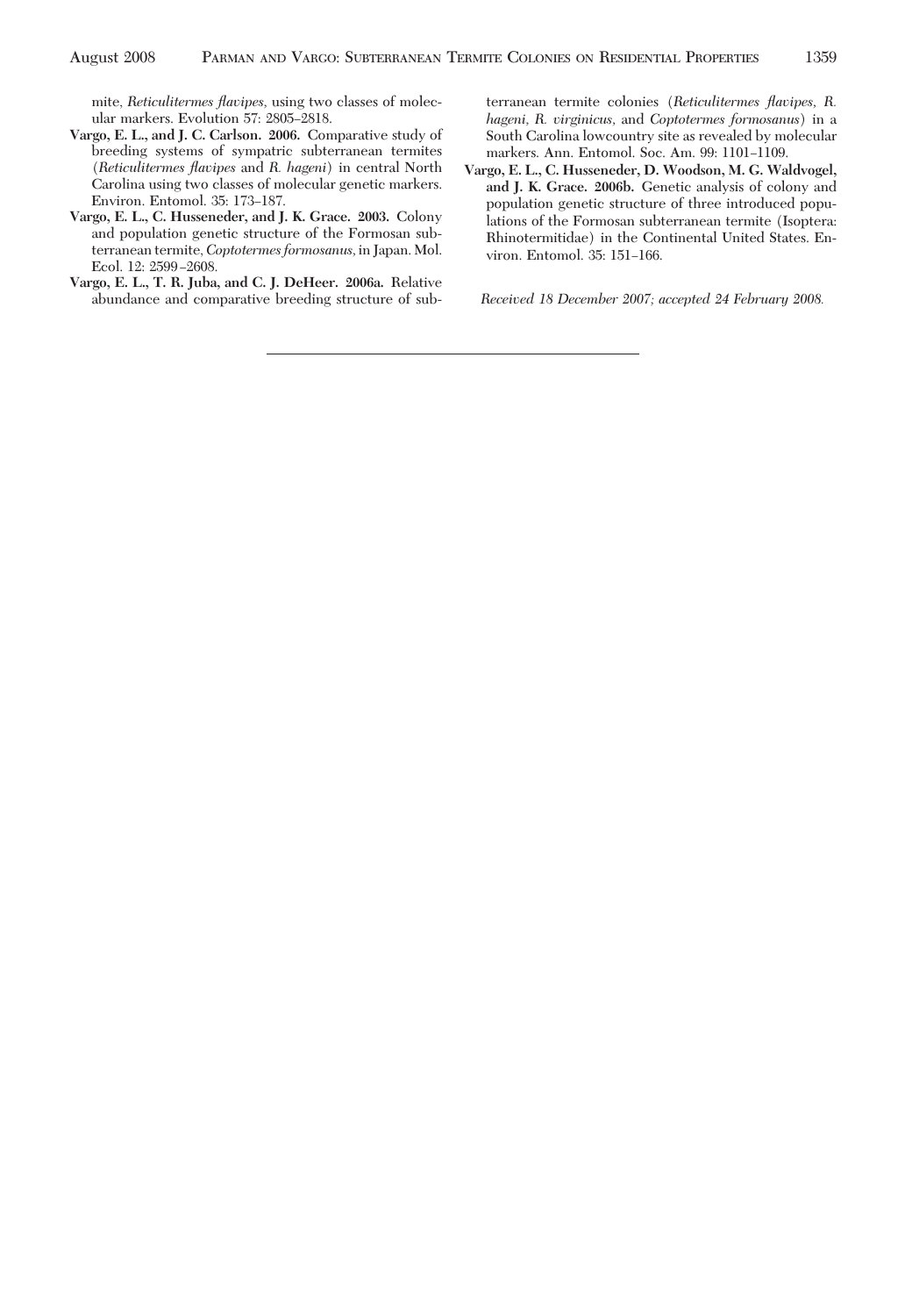mite, *Reticulitermes flavipes*, using two classes of molecular markers. Evolution 57: 2805–2818.

**Vargo, E. L., and J. C. Carlson. 2006.** Comparative study of breeding systems of sympatric subterranean termites (*Reticulitermes flavipes* and *R. hageni*) in central North Carolina using two classes of molecular genetic markers. Environ. Entomol. 35: 173–187.

**Vargo, E. L., C. Husseneder, and J. K. Grace. 2003.** Colony and population genetic structure of the Formosan subterranean termite, *Coptotermes formosanus*, in Japan. Mol. Ecol. 12: 2599–2608.

**Vargo, E. L., T. R. Juba, and C. J. DeHeer. 2006a.** Relative abundance and comparative breeding structure of subterranean termite colonies (*Reticulitermes flavipes*, *R. hageni*, *R. virginicus*, and *Coptotermes formosanus*) in a South Carolina lowcountry site as revealed by molecular markers. Ann. Entomol. Soc. Am. 99: 1101–1109.

**Vargo, E. L., C. Husseneder, D. Woodson, M. G. Waldvogel, and J. K. Grace. 2006b.** Genetic analysis of colony and population genetic structure of three introduced populations of the Formosan subterranean termite (Isoptera: Rhinotermitidae) in the Continental United States. Environ. Entomol. 35: 151–166.

*Received 18 December 2007; accepted 24 February 2008.*